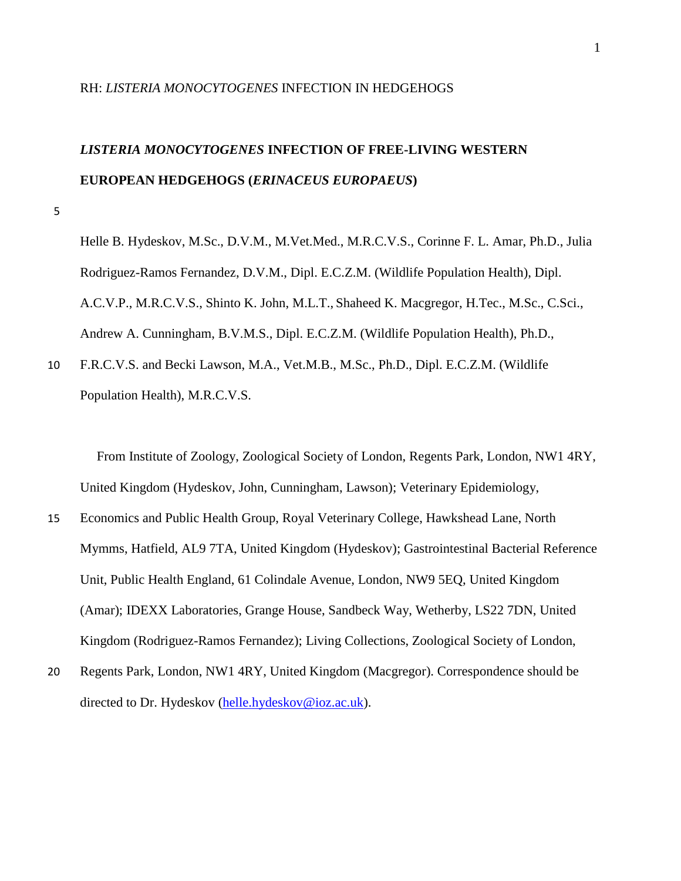RH: *LISTERIA MONOCYTOGENES* INFECTION IN HEDGEHOGS

# *LISTERIA MONOCYTOGENES* INFECTION OF FREE-LIVING WESTERN EUROPEAN HEDGEHOGS (*ERINACEUS EUROPAEUS*)

Helle B. Hydeskov, M.Sc., D.V.M., M.Vet.Med., M.R.C.V.S., Corinne F. L. Amar, Ph.D., Julia Rodriguez-Ramos Fernandez, D.V.M., Dipl. E.C.Z.M. (Wildlife Population Health), Dipl. A.C.V.P., M.R.C.V.S., Shinto K. John, M.L.T., Shaheed K. Macgregor, H.Tec., M.Sc., C.Sci., Andrew A. Cunningham, B.V.M.S., Dipl. E.C.Z.M. (Wildlife Population Health), Ph.D., F.R.C.V.S. and Becki Lawson, M.A., Vet.M.B., M.Sc., Ph.D., Dipl. E.C.Z.M. (Wildlife Population Health), M.R.C.V.S.

From Institute of Zoology, Zoological Society of London, Regents Park, London, NW1 4RY, United Kingdom (Hydeskov, John, Cunningham, Lawson); Veterinary Epidemiology, Economics and Public Health Group, Royal Veterinary College, Hawkshead Lane, North Mymms, Hatfield, AL9 7TA, United Kingdom (Hydeskov); Gastrointestinal Bacterial Reference Unit, Public Health England, 61 Colindale Avenue, London, NW9 5EQ, United Kingdom (Amar); IDEXX Laboratories, Grange House, Sandbeck Way, Wetherby, LS22 7DN, United Kingdom (Rodriguez-Ramos Fernandez); Living Collections, Zoological Society of London, Regents Park, London, NW1 4RY, United Kingdom (Macgregor). Correspondence should be directed to Dr. Hydeskov (helle.hydeskov@ioz.ac.uk).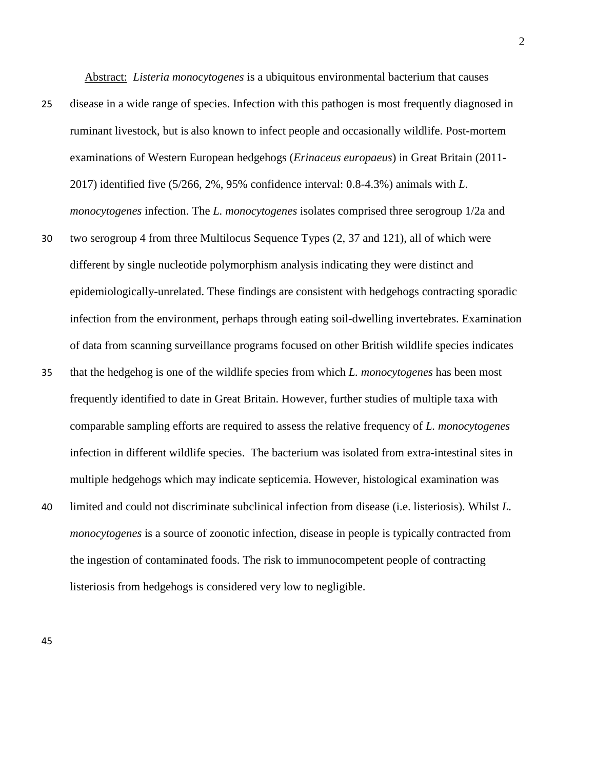Abstract: *Listeria monocytogenes* is a ubiquitous environmental bacterium that causes disease in a wide range of species. Infection with this pathogen is most frequently diagnosed in ruminant livestock, but is also known to infect people and occasionally wildlife. Post-mortem examinations of Western European hedgehogs (*Erinaceus europaeus*) in Great Britain (2011-2017) identified five (5/266, 2%, 95% confidence interval: 0.8-4.3%) animals with *L. monocytogenes* infection. The *L. monocytogenes* isolates comprised three serogroup 1/2a and two serogroup 4 from three Multilocus Sequence Types (2, 37 and 121), all of which were different by single nucleotide polymorphism analysis indicating they were distinct and epidemiologically-unrelated. These findings are consistent with hedgehogs contracting sporadic infection from the environment, perhaps through eating soil-dwelling invertebrates. Examination of data from scanning surveillance programs focused on other British wildlife species indicates that the hedgehog is one of the wildlife species from which *L. monocytogenes* has been most frequently identified to date in Great Britain. However, further studies of multiple taxa with comparable sampling efforts are required to assess the relative frequency of *L. monocytogenes* infection in different wildlife species. The bacterium was isolated from extra-intestinal sites in multiple hedgehogs which may indicate septicemia. However, histological examination was limited and could not discriminate subclinical infection from disease (i.e. listeriosis). Whilst *L. monocytogenes* is a source of zoonotic infection, disease in people is typically contracted from the ingestion of contaminated foods. The risk to immunocompetent people of contracting listeriosis from hedgehogs is considered very low to negligible.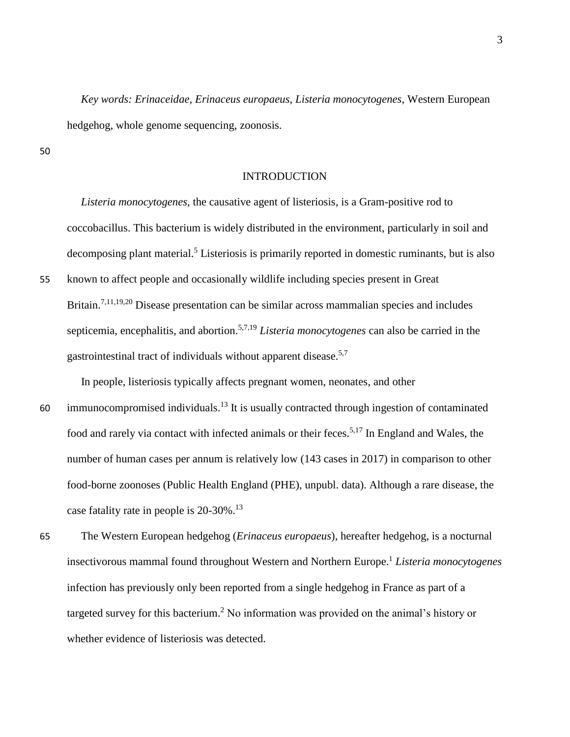*Key words: Erinaceidae*, *Erinaceus europaeus*, *Listeria monocytogenes*, Western European hedgehog, whole genome sequencing, zoonosis.

## INTRODUCTION

*Listeria monocytogenes*, the causative agent of listeriosis, is a Gram-positive rod to coccobacillus. This bacterium is widely distributed in the environment, particularly in soil and decomposing plant material.[5] Listeriosis is primarily reported in domestic ruminants, but is also known to affect people and occasionally wildlife including species present in Great Britain.[7,11,19,20] Disease presentation can be similar across mammalian species and includes septicemia, encephalitis, and abortion.[5,7,19] *Listeria monocytogenes* can also be carried in the gastrointestinal tract of individuals without apparent disease.[5,7]

In people, listeriosis typically affects pregnant women, neonates, and other immunocompromised individuals.[13] It is usually contracted through ingestion of contaminated food and rarely via contact with infected animals or their feces.[5,17] In England and Wales, the number of human cases per annum is relatively low (143 cases in 2017) in comparison to other food-borne zoonoses (Public Health England (PHE), unpubl. data). Although a rare disease, the case fatality rate in people is 20-30%.[13]

The Western European hedgehog (*Erinaceus europaeus*), hereafter hedgehog, is a nocturnal insectivorous mammal found throughout Western and Northern Europe.[1] *Listeria monocytogenes* infection has previously only been reported from a single hedgehog in France as part of a targeted survey for this bacterium.[2] No information was provided on the animal's history or whether evidence of listeriosis was detected.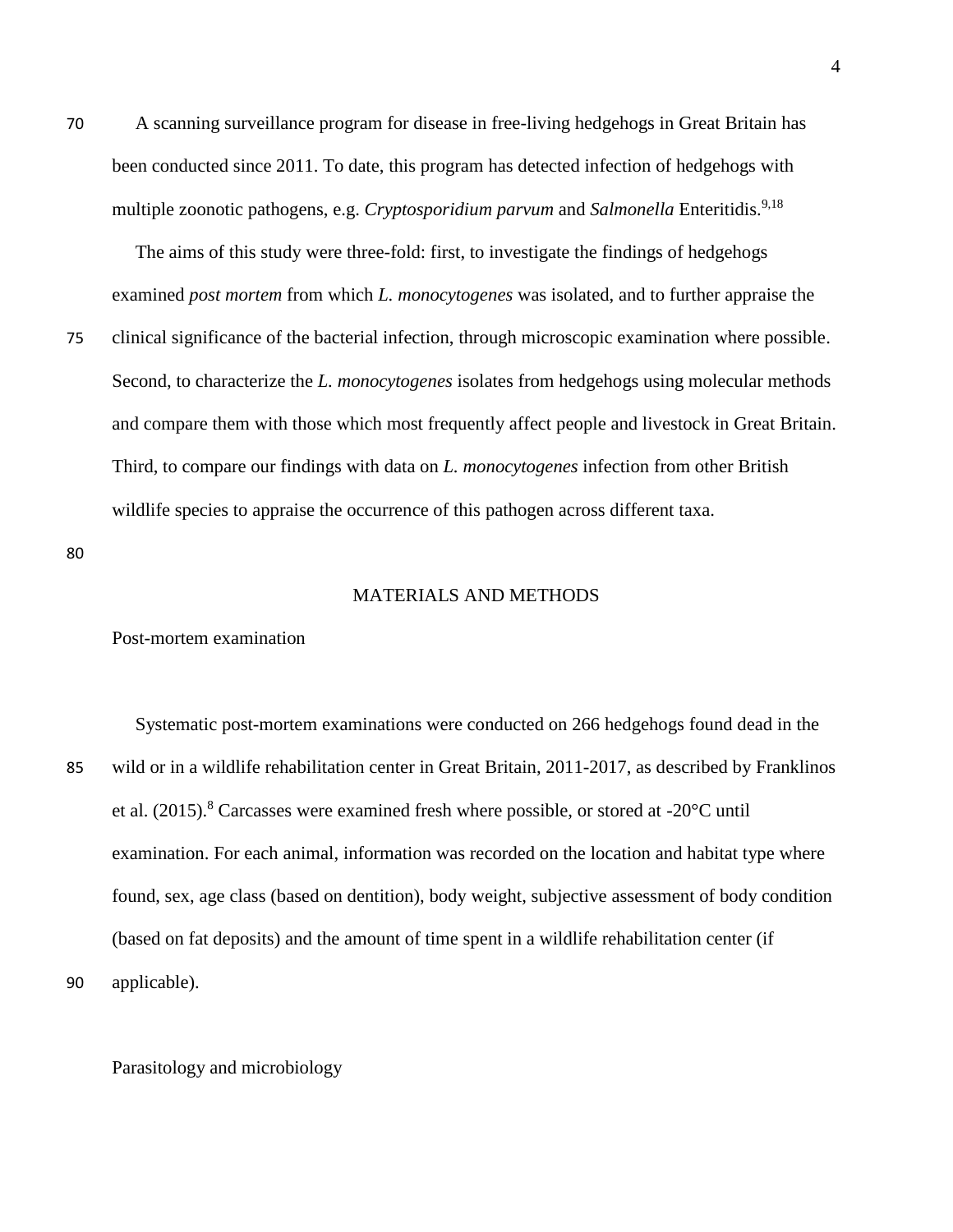A scanning surveillance program for disease in free-living hedgehogs in Great Britain has been conducted since 2011. To date, this program has detected infection of hedgehogs with multiple zoonotic pathogens, e.g. *Cryptosporidium parvum* and *Salmonella* Enteritidis.[9,18]

The aims of this study were three-fold: first, to investigate the findings of hedgehogs examined *post mortem* from which *L. monocytogenes* was isolated, and to further appraise the clinical significance of the bacterial infection, through microscopic examination where possible. Second, to characterize the *L. monocytogenes* isolates from hedgehogs using molecular methods and compare them with those which most frequently affect people and livestock in Great Britain. Third, to compare our findings with data on *L. monocytogenes* infection from other British wildlife species to appraise the occurrence of this pathogen across different taxa.

## MATERIALS AND METHODS

### Post-mortem examination

Systematic post-mortem examinations were conducted on 266 hedgehogs found dead in the wild or in a wildlife rehabilitation center in Great Britain, 2011-2017, as described by Franklinos et al. (2015).[8] Carcasses were examined fresh where possible, or stored at -20°C until examination. For each animal, information was recorded on the location and habitat type where found, sex, age class (based on dentition), body weight, subjective assessment of body condition (based on fat deposits) and the amount of time spent in a wildlife rehabilitation center (if applicable).

### Parasitology and microbiology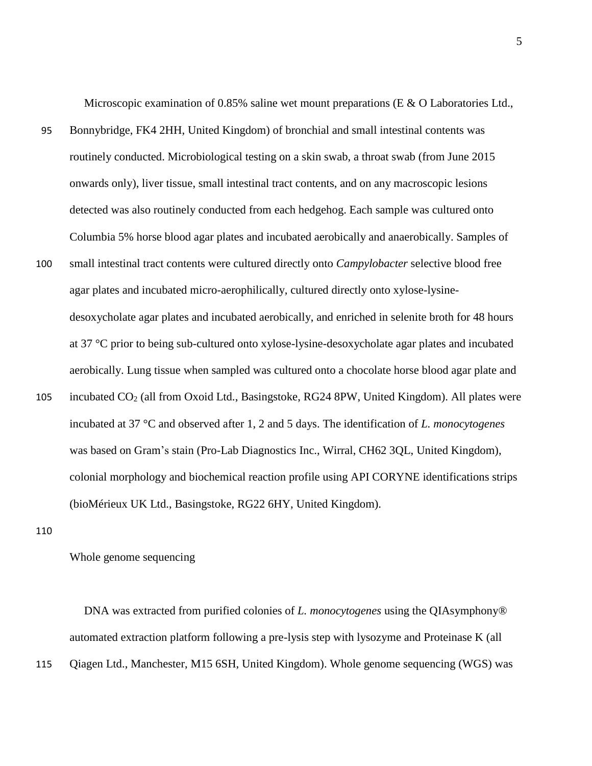Microscopic examination of 0.85% saline wet mount preparations (E & O Laboratories Ltd., Bonnybridge, FK4 2HH, United Kingdom) of bronchial and small intestinal contents was routinely conducted. Microbiological testing on a skin swab, a throat swab (from June 2015 onwards only), liver tissue, small intestinal tract contents, and on any macroscopic lesions detected was also routinely conducted from each hedgehog. Each sample was cultured onto Columbia 5% horse blood agar plates and incubated aerobically and anaerobically. Samples of small intestinal tract contents were cultured directly onto *Campylobacter* selective blood free agar plates and incubated micro-aerophilically, cultured directly onto xylose-lysine-desoxycholate agar plates and incubated aerobically, and enriched in selenite broth for 48 hours at 37 °C prior to being sub-cultured onto xylose-lysine-desoxycholate agar plates and incubated aerobically. Lung tissue when sampled was cultured onto a chocolate horse blood agar plate and incubated $CO_2$ (all from Oxoid Ltd., Basingstoke, RG24 8PW, United Kingdom). All plates were incubated at 37 °C and observed after 1, 2 and 5 days. The identification of *L. monocytogenes* was based on Gram's stain (Pro-Lab Diagnostics Inc., Wirral, CH62 3QL, United Kingdom), colonial morphology and biochemical reaction profile using API CORYNE identifications strips (bioMérieux UK Ltd., Basingstoke, RG22 6HY, United Kingdom).

## Whole genome sequencing

DNA was extracted from purified colonies of *L. monocytogenes* using the QIAsymphony® automated extraction platform following a pre-lysis step with lysozyme and Proteinase K (all Qiagen Ltd., Manchester, M15 6SH, United Kingdom). Whole genome sequencing (WGS) was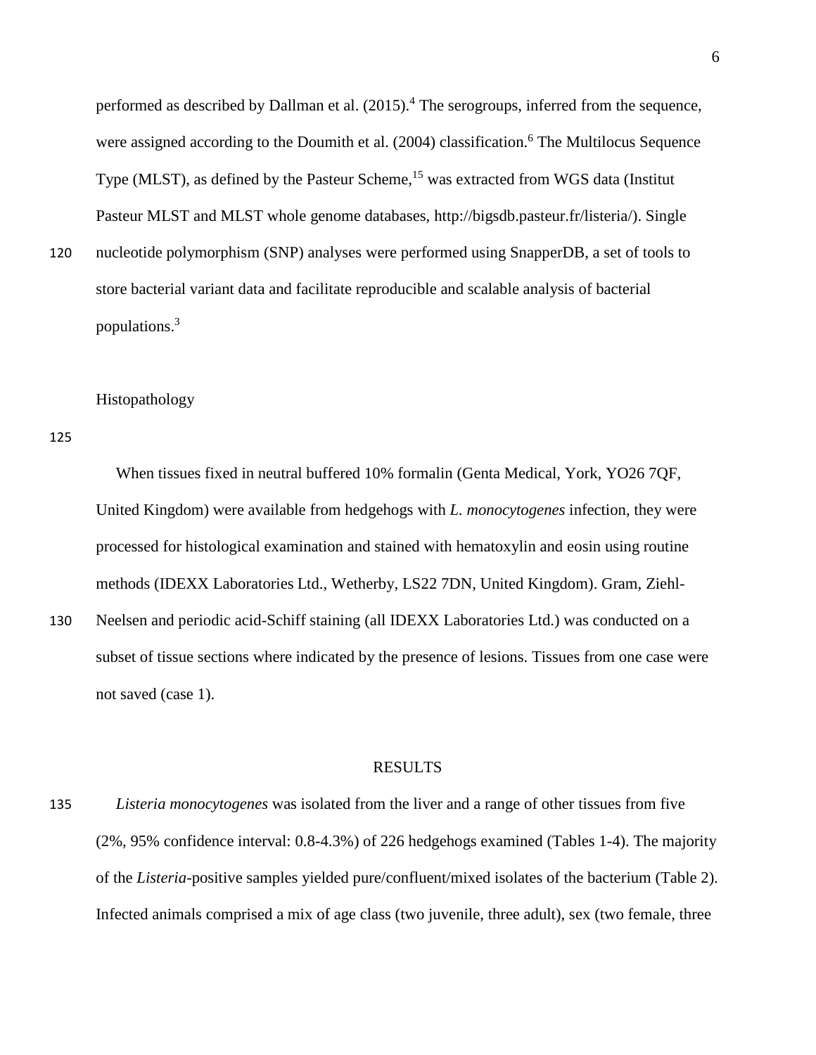performed as described by Dallman et al. (2015).[4] The serogroups, inferred from the sequence, were assigned according to the Doumith et al. (2004) classification.[6] The Multilocus Sequence Type (MLST), as defined by the Pasteur Scheme,[15] was extracted from WGS data (Institut Pasteur MLST and MLST whole genome databases, http://bigsdb.pasteur.fr/listeria/). Single nucleotide polymorphism (SNP) analyses were performed using SnapperDB, a set of tools to store bacterial variant data and facilitate reproducible and scalable analysis of bacterial populations.[3]

### Histopathology

When tissues fixed in neutral buffered 10% formalin (Genta Medical, York, YO26 7QF, United Kingdom) were available from hedgehogs with *L. monocytogenes* infection, they were processed for histological examination and stained with hematoxylin and eosin using routine methods (IDEXX Laboratories Ltd., Wetherby, LS22 7DN, United Kingdom). Gram, Ziehl-Neelsen and periodic acid-Schiff staining (all IDEXX Laboratories Ltd.) was conducted on a subset of tissue sections where indicated by the presence of lesions. Tissues from one case were not saved (case 1).

## RESULTS

*Listeria monocytogenes* was isolated from the liver and a range of other tissues from five (2%, 95% confidence interval: 0.8-4.3%) of 226 hedgehogs examined (Tables 1-4). The majority of the *Listeria*-positive samples yielded pure/confluent/mixed isolates of the bacterium (Table 2). Infected animals comprised a mix of age class (two juvenile, three adult), sex (two female, three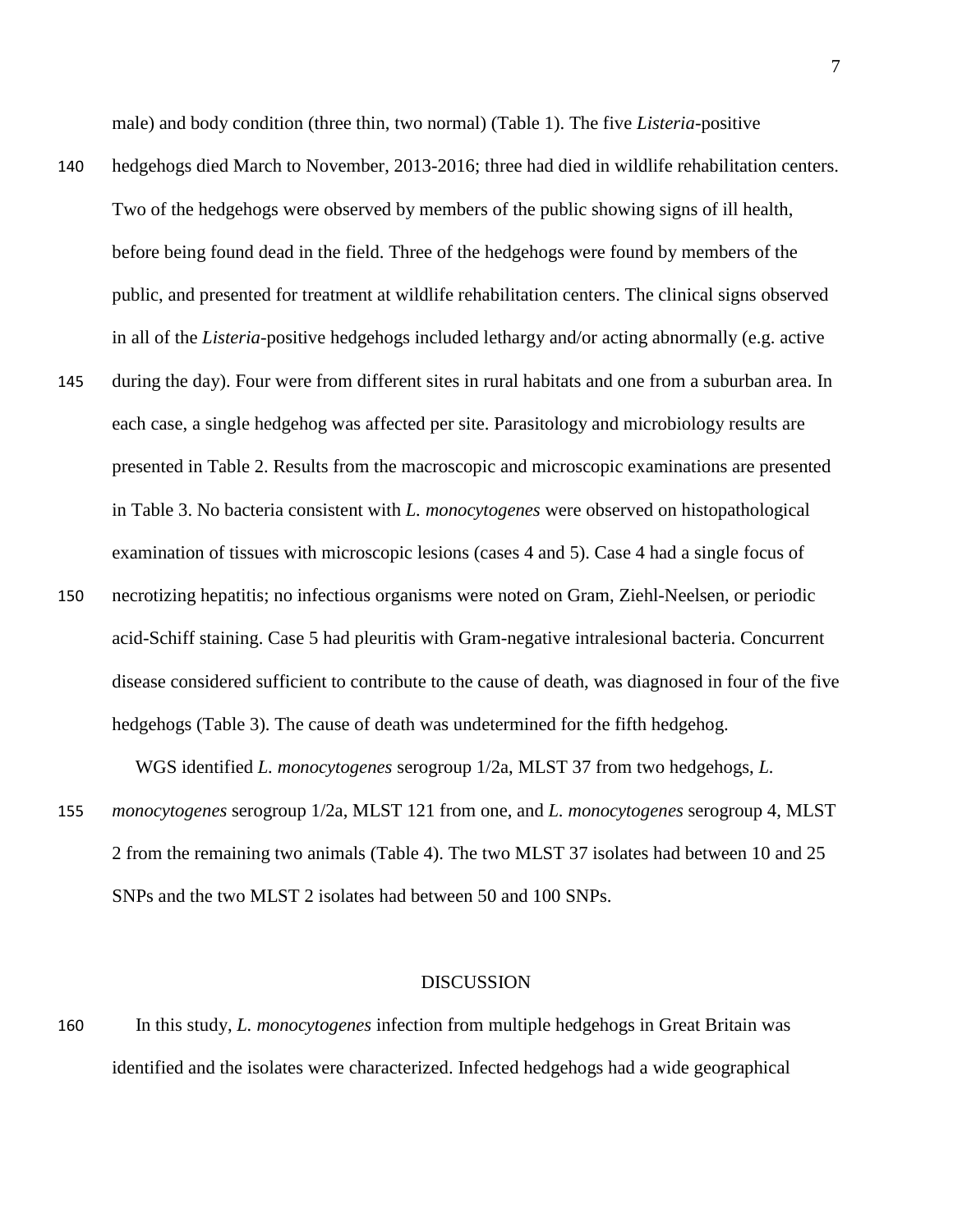male) and body condition (three thin, two normal) (Table 1). The five *Listeria*-positive hedgehogs died March to November, 2013-2016; three had died in wildlife rehabilitation centers. Two of the hedgehogs were observed by members of the public showing signs of ill health, before being found dead in the field. Three of the hedgehogs were found by members of the public, and presented for treatment at wildlife rehabilitation centers. The clinical signs observed in all of the *Listeria*-positive hedgehogs included lethargy and/or acting abnormally (e.g. active during the day). Four were from different sites in rural habitats and one from a suburban area. In each case, a single hedgehog was affected per site. Parasitology and microbiology results are presented in Table 2. Results from the macroscopic and microscopic examinations are presented in Table 3. No bacteria consistent with *L. monocytogenes* were observed on histopathological examination of tissues with microscopic lesions (cases 4 and 5). Case 4 had a single focus of necrotizing hepatitis; no infectious organisms were noted on Gram, Ziehl-Neelsen, or periodic acid-Schiff staining. Case 5 had pleuritis with Gram-negative intralesional bacteria. Concurrent disease considered sufficient to contribute to the cause of death, was diagnosed in four of the five hedgehogs (Table 3). The cause of death was undetermined for the fifth hedgehog.

WGS identified *L. monocytogenes* serogroup 1/2a, MLST 37 from two hedgehogs, *L. monocytogenes* serogroup 1/2a, MLST 121 from one, and *L. monocytogenes* serogroup 4, MLST 2 from the remaining two animals (Table 4). The two MLST 37 isolates had between 10 and 25 SNPs and the two MLST 2 isolates had between 50 and 100 SNPs.

## DISCUSSION

In this study, *L. monocytogenes* infection from multiple hedgehogs in Great Britain was identified and the isolates were characterized. Infected hedgehogs had a wide geographical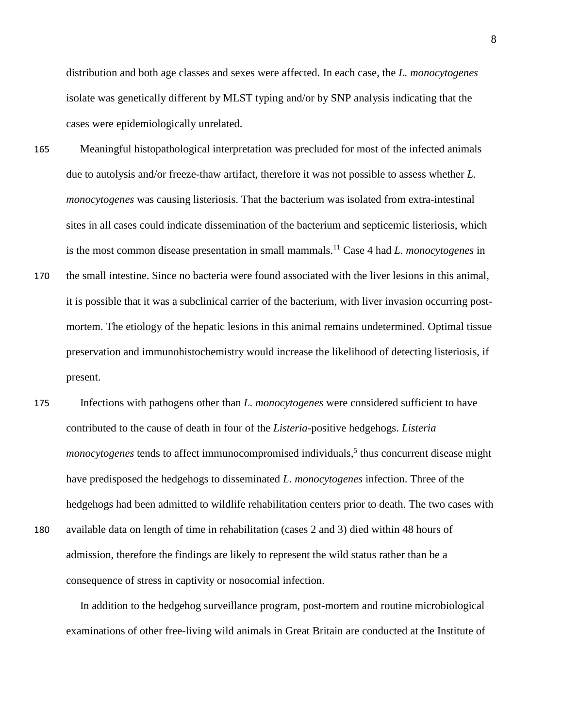distribution and both age classes and sexes were affected. In each case, the *L. monocytogenes* isolate was genetically different by MLST typing and/or by SNP analysis indicating that the cases were epidemiologically unrelated.

Meaningful histopathological interpretation was precluded for most of the infected animals due to autolysis and/or freeze-thaw artifact, therefore it was not possible to assess whether *L. monocytogenes* was causing listeriosis. That the bacterium was isolated from extra-intestinal sites in all cases could indicate dissemination of the bacterium and septicemic listeriosis, which is the most common disease presentation in small mammals.[11] Case 4 had *L. monocytogenes* in the small intestine. Since no bacteria were found associated with the liver lesions in this animal, it is possible that it was a subclinical carrier of the bacterium, with liver invasion occurring post-mortem. The etiology of the hepatic lesions in this animal remains undetermined. Optimal tissue preservation and immunohistochemistry would increase the likelihood of detecting listeriosis, if present.

Infections with pathogens other than *L. monocytogenes* were considered sufficient to have contributed to the cause of death in four of the *Listeria*-positive hedgehogs. *Listeria monocytogenes* tends to affect immunocompromised individuals,[5] thus concurrent disease might have predisposed the hedgehogs to disseminated *L. monocytogenes* infection. Three of the hedgehogs had been admitted to wildlife rehabilitation centers prior to death. The two cases with available data on length of time in rehabilitation (cases 2 and 3) died within 48 hours of admission, therefore the findings are likely to represent the wild status rather than be a consequence of stress in captivity or nosocomial infection.

In addition to the hedgehog surveillance program, post-mortem and routine microbiological examinations of other free-living wild animals in Great Britain are conducted at the Institute of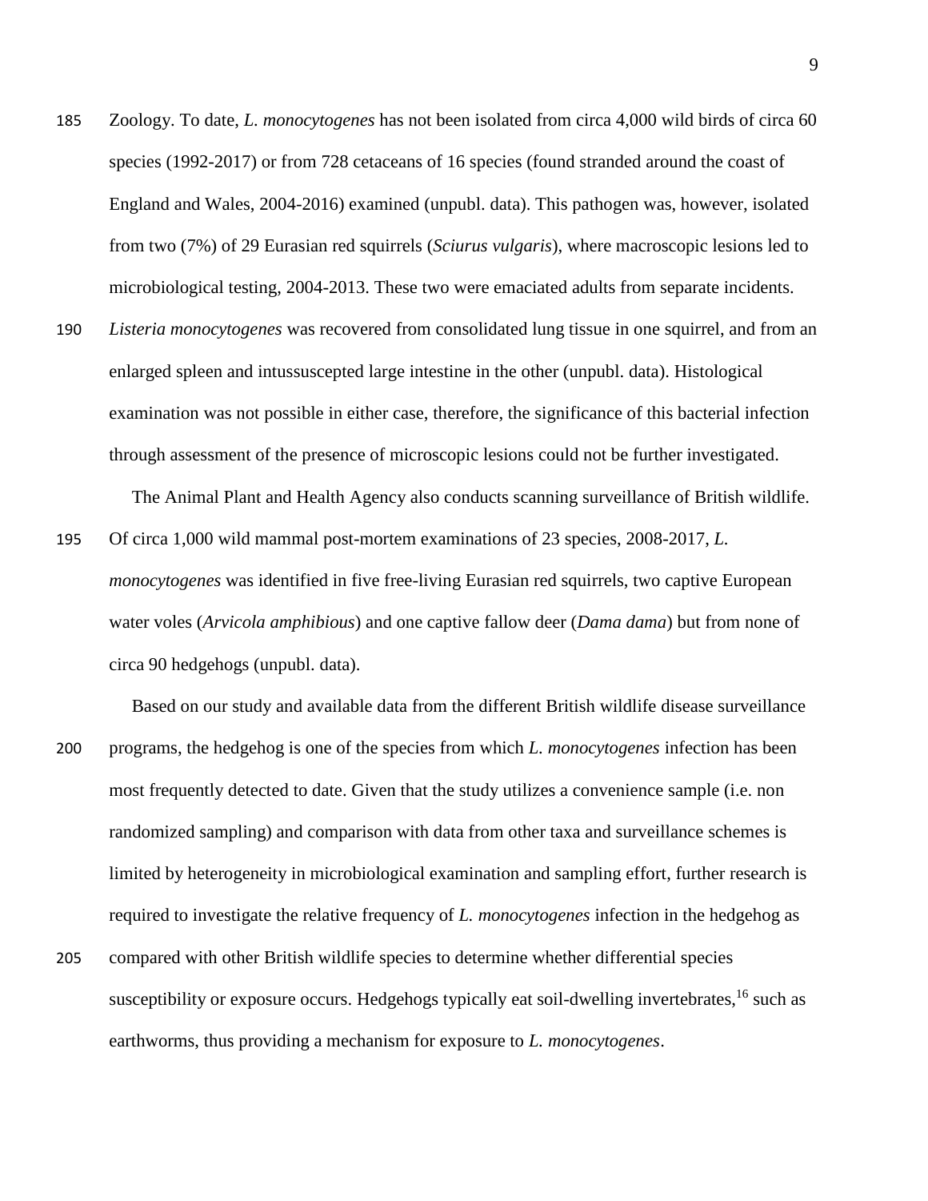Zoology. To date, *L. monocytogenes* has not been isolated from circa 4,000 wild birds of circa 60 species (1992-2017) or from 728 cetaceans of 16 species (found stranded around the coast of England and Wales, 2004-2016) examined (unpubl. data). This pathogen was, however, isolated from two (7%) of 29 Eurasian red squirrels (*Sciurus vulgaris*), where macroscopic lesions led to microbiological testing, 2004-2013. These two were emaciated adults from separate incidents. *Listeria monocytogenes* was recovered from consolidated lung tissue in one squirrel, and from an enlarged spleen and intussuscepted large intestine in the other (unpubl. data). Histological examination was not possible in either case, therefore, the significance of this bacterial infection through assessment of the presence of microscopic lesions could not be further investigated.

The Animal Plant and Health Agency also conducts scanning surveillance of British wildlife. Of circa 1,000 wild mammal post-mortem examinations of 23 species, 2008-2017, *L. monocytogenes* was identified in five free-living Eurasian red squirrels, two captive European water voles (*Arvicola amphibious*) and one captive fallow deer (*Dama dama*) but from none of circa 90 hedgehogs (unpubl. data).

Based on our study and available data from the different British wildlife disease surveillance programs, the hedgehog is one of the species from which *L. monocytogenes* infection has been most frequently detected to date. Given that the study utilizes a convenience sample (i.e. non randomized sampling) and comparison with data from other taxa and surveillance schemes is limited by heterogeneity in microbiological examination and sampling effort, further research is required to investigate the relative frequency of *L. monocytogenes* infection in the hedgehog as compared with other British wildlife species to determine whether differential species susceptibility or exposure occurs. Hedgehogs typically eat soil-dwelling invertebrates,[16] such as earthworms, thus providing a mechanism for exposure to *L. monocytogenes*.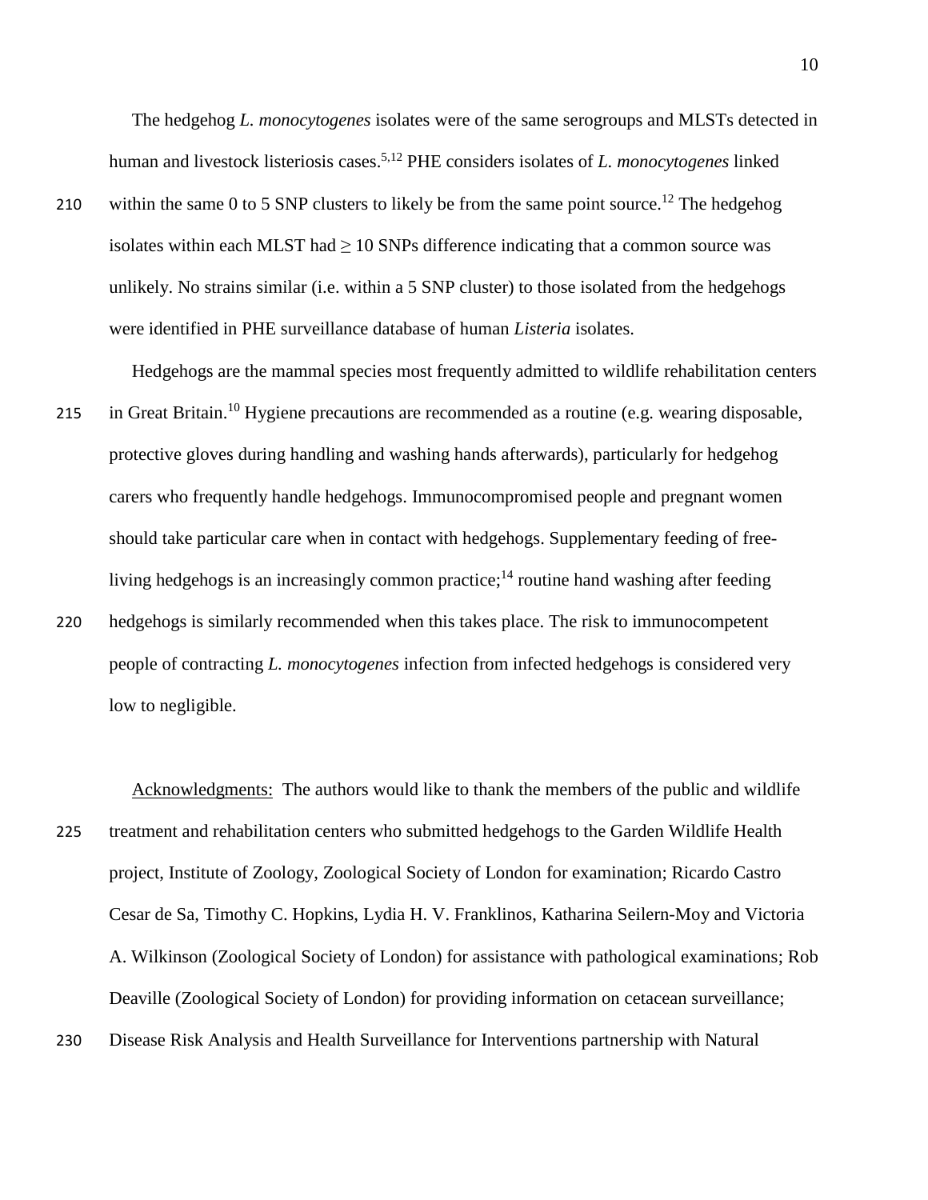The hedgehog *L. monocytogenes* isolates were of the same serogroups and MLSTs detected in human and livestock listeriosis cases.[5,12] PHE considers isolates of *L. monocytogenes* linked within the same 0 to 5 SNP clusters to likely be from the same point source.[12] The hedgehog isolates within each MLST had $\geq$ 10 SNPs difference indicating that a common source was unlikely. No strains similar (i.e. within a 5 SNP cluster) to those isolated from the hedgehogs were identified in PHE surveillance database of human *Listeria* isolates.

Hedgehogs are the mammal species most frequently admitted to wildlife rehabilitation centers in Great Britain.[10] Hygiene precautions are recommended as a routine (e.g. wearing disposable, protective gloves during handling and washing hands afterwards), particularly for hedgehog carers who frequently handle hedgehogs. Immunocompromised people and pregnant women should take particular care when in contact with hedgehogs. Supplementary feeding of free-living hedgehogs is an increasingly common practice;[14] routine hand washing after feeding hedgehogs is similarly recommended when this takes place. The risk to immunocompetent people of contracting *L. monocytogenes* infection from infected hedgehogs is considered very low to negligible.

Acknowledgments: The authors would like to thank the members of the public and wildlife treatment and rehabilitation centers who submitted hedgehogs to the Garden Wildlife Health project, Institute of Zoology, Zoological Society of London for examination; Ricardo Castro Cesar de Sa, Timothy C. Hopkins, Lydia H. V. Franklinos, Katharina Seilern-Moy and Victoria A. Wilkinson (Zoological Society of London) for assistance with pathological examinations; Rob Deaville (Zoological Society of London) for providing information on cetacean surveillance; Disease Risk Analysis and Health Surveillance for Interventions partnership with Natural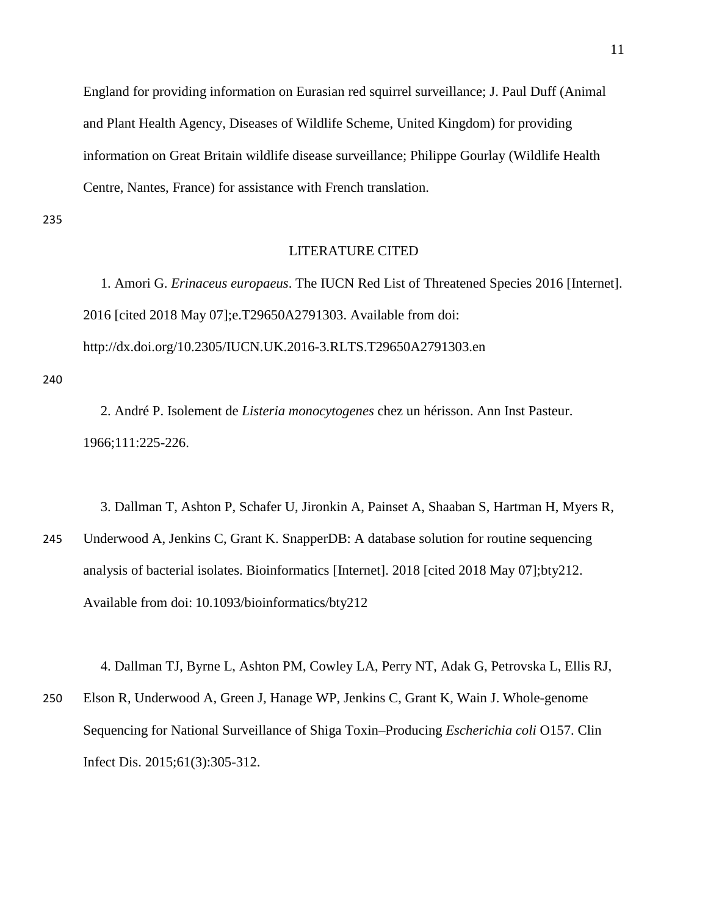England for providing information on Eurasian red squirrel surveillance; J. Paul Duff (Animal and Plant Health Agency, Diseases of Wildlife Scheme, United Kingdom) for providing information on Great Britain wildlife disease surveillance; Philippe Gourlay (Wildlife Health Centre, Nantes, France) for assistance with French translation.

## LITERATURE CITED

1. Amori G. *Erinaceus europaeus*. The IUCN Red List of Threatened Species 2016 [Internet]. 2016 [cited 2018 May 07];e.T29650A2791303. Available from doi: http://dx.doi.org/10.2305/IUCN.UK.2016-3.RLTS.T29650A2791303.en

2. André P. Isolement de *Listeria monocytogenes* chez un hérisson. Ann Inst Pasteur. 1966;111:225-226.

3. Dallman T, Ashton P, Schafer U, Jironkin A, Painset A, Shaaban S, Hartman H, Myers R, Underwood A, Jenkins C, Grant K. SnapperDB: A database solution for routine sequencing analysis of bacterial isolates. Bioinformatics [Internet]. 2018 [cited 2018 May 07];bty212. Available from doi: 10.1093/bioinformatics/bty212

4. Dallman TJ, Byrne L, Ashton PM, Cowley LA, Perry NT, Adak G, Petrovska L, Ellis RJ, Elson R, Underwood A, Green J, Hanage WP, Jenkins C, Grant K, Wain J. Whole-genome Sequencing for National Surveillance of Shiga Toxin–Producing *Escherichia coli* O157. Clin Infect Dis. 2015;61(3):305-312.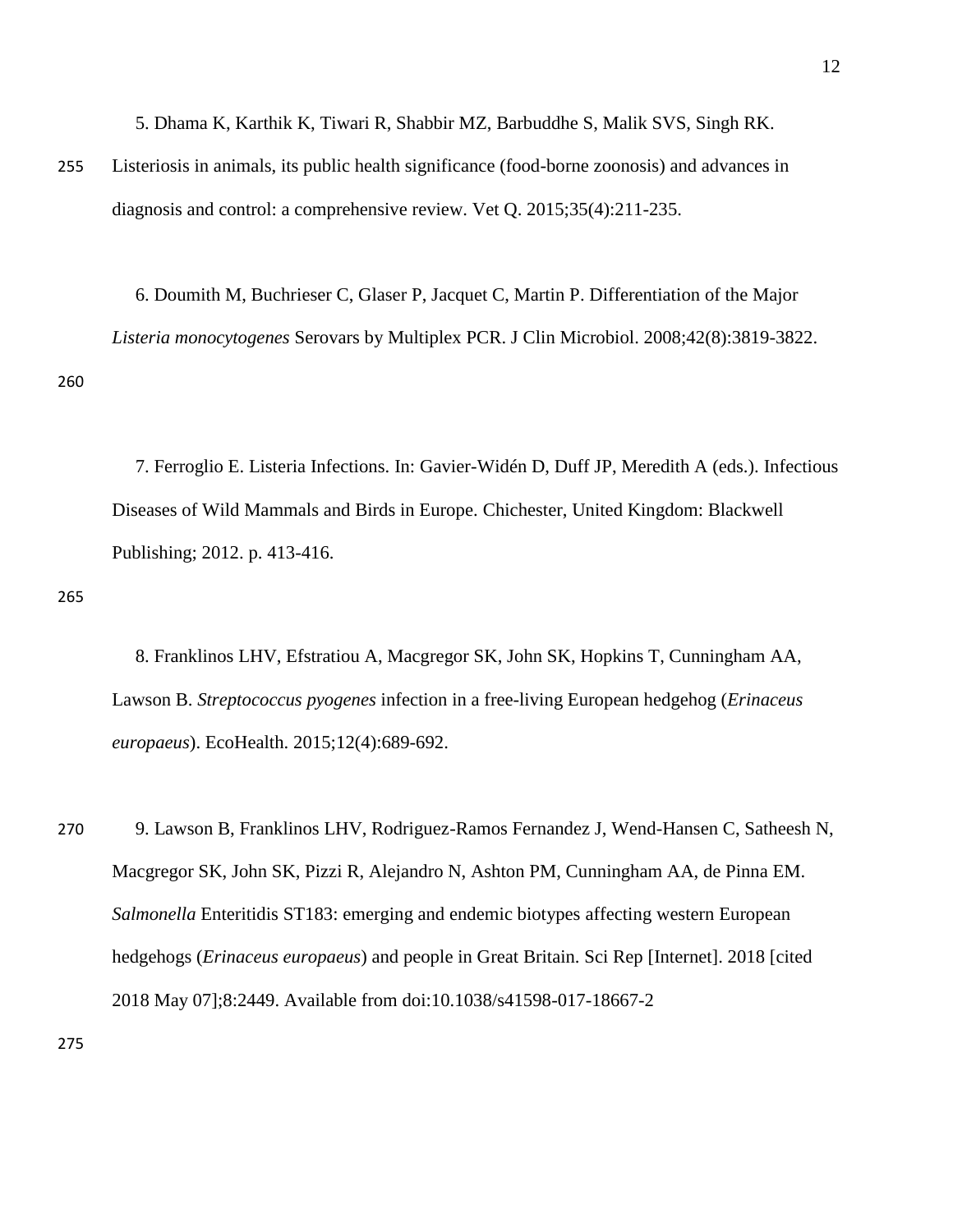5. Dhama K, Karthik K, Tiwari R, Shabbir MZ, Barbuddhe S, Malik SVS, Singh RK. Listeriosis in animals, its public health significance (food-borne zoonosis) and advances in diagnosis and control: a comprehensive review. Vet Q. 2015;35(4):211-235.

6. Doumith M, Buchrieser C, Glaser P, Jacquet C, Martin P. Differentiation of the Major *Listeria monocytogenes* Serovars by Multiplex PCR. J Clin Microbiol. 2008;42(8):3819-3822.

7. Ferroglio E. Listeria Infections. In: Gavier-Widén D, Duff JP, Meredith A (eds.). Infectious Diseases of Wild Mammals and Birds in Europe. Chichester, United Kingdom: Blackwell Publishing; 2012. p. 413-416.

8. Franklinos LHV, Efstratiou A, Macgregor SK, John SK, Hopkins T, Cunningham AA, Lawson B. *Streptococcus pyogenes* infection in a free-living European hedgehog (*Erinaceus europaeus*). EcoHealth. 2015;12(4):689-692.

9. Lawson B, Franklinos LHV, Rodriguez-Ramos Fernandez J, Wend-Hansen C, Satheesh N, Macgregor SK, John SK, Pizzi R, Alejandro N, Ashton PM, Cunningham AA, de Pinna EM. *Salmonella* Enteritidis ST183: emerging and endemic biotypes affecting western European hedgehogs (*Erinaceus europaeus*) and people in Great Britain. Sci Rep [Internet]. 2018 [cited 2018 May 07];8:2449. Available from doi:10.1038/s41598-017-18667-2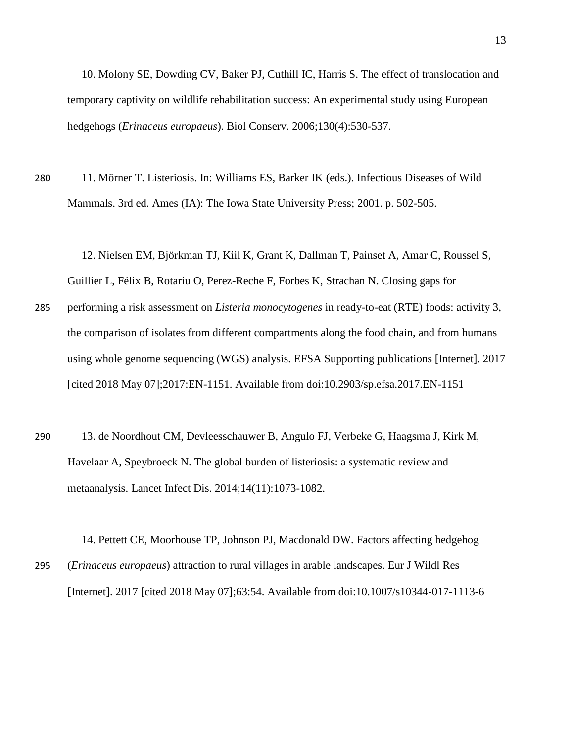10. Molony SE, Dowding CV, Baker PJ, Cuthill IC, Harris S. The effect of translocation and temporary captivity on wildlife rehabilitation success: An experimental study using European hedgehogs (*Erinaceus europaeus*). Biol Conserv. 2006;130(4):530-537.

11. Mörner T. Listeriosis. In: Williams ES, Barker IK (eds.). Infectious Diseases of Wild Mammals. 3rd ed. Ames (IA): The Iowa State University Press; 2001. p. 502-505.

12. Nielsen EM, Björkman TJ, Kiil K, Grant K, Dallman T, Painset A, Amar C, Roussel S, Guillier L, Félix B, Rotariu O, Perez-Reche F, Forbes K, Strachan N. Closing gaps for performing a risk assessment on *Listeria monocytogenes* in ready-to-eat (RTE) foods: activity 3, the comparison of isolates from different compartments along the food chain, and from humans using whole genome sequencing (WGS) analysis. EFSA Supporting publications [Internet]. 2017 [cited 2018 May 07];2017:EN-1151. Available from doi:10.2903/sp.efsa.2017.EN-1151

13. de Noordhout CM, Devleesschauwer B, Angulo FJ, Verbeke G, Haagsma J, Kirk M, Havelaar A, Speybroeck N. The global burden of listeriosis: a systematic review and metaanalysis. Lancet Infect Dis. 2014;14(11):1073-1082.

14. Pettett CE, Moorhouse TP, Johnson PJ, Macdonald DW. Factors affecting hedgehog (*Erinaceus europaeus*) attraction to rural villages in arable landscapes. Eur J Wildl Res [Internet]. 2017 [cited 2018 May 07];63:54. Available from doi:10.1007/s10344-017-1113-6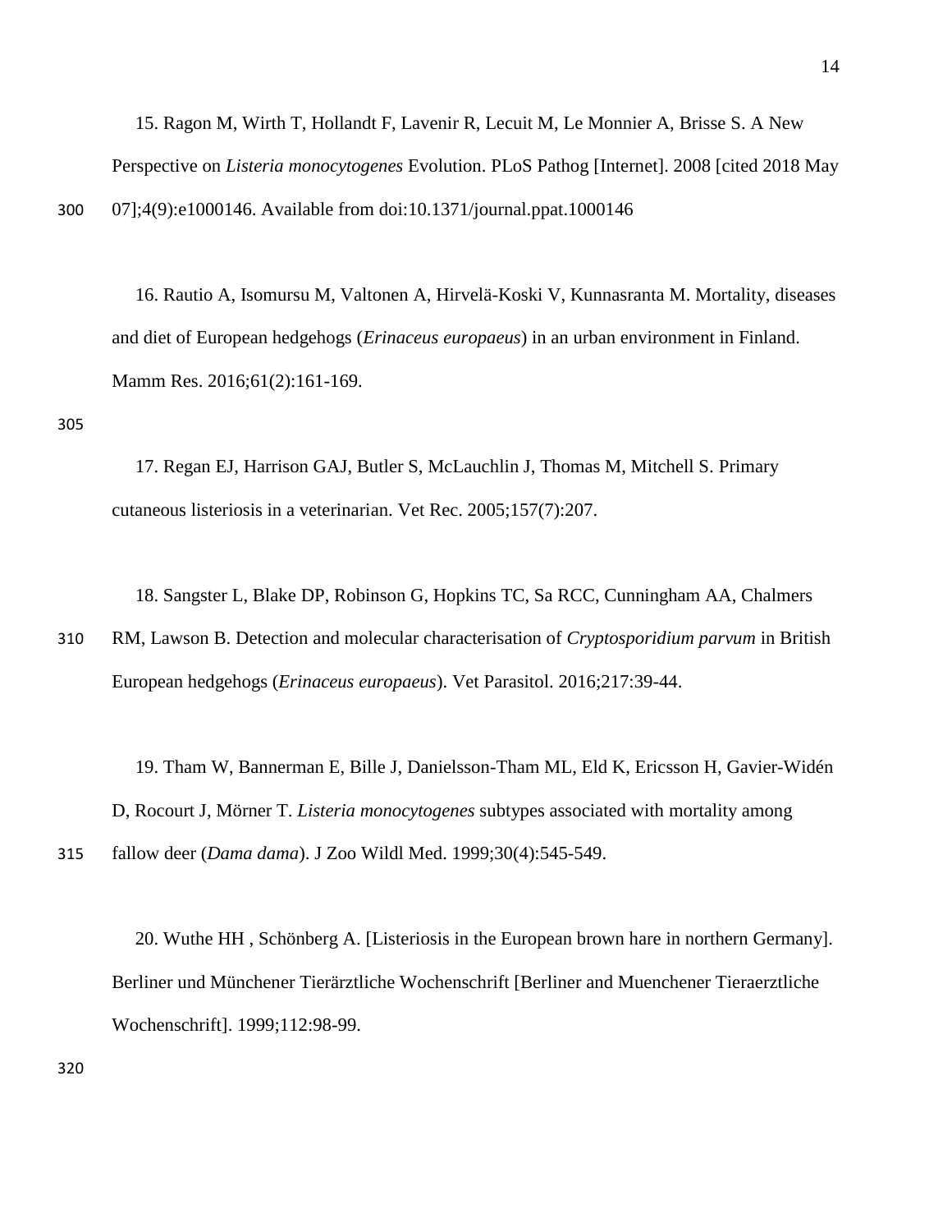15. Ragon M, Wirth T, Hollandt F, Lavenir R, Lecuit M, Le Monnier A, Brisse S. A New Perspective on *Listeria monocytogenes* Evolution. PLoS Pathog [Internet]. 2008 [cited 2018 May 07];4(9):e1000146. Available from doi:10.1371/journal.ppat.1000146

16. Rautio A, Isomursu M, Valtonen A, Hirvelä-Koski V, Kunnasranta M. Mortality, diseases and diet of European hedgehogs (*Erinaceus europaeus*) in an urban environment in Finland. Mamm Res. 2016;61(2):161-169.

17. Regan EJ, Harrison GAJ, Butler S, McLauchlin J, Thomas M, Mitchell S. Primary cutaneous listeriosis in a veterinarian. Vet Rec. 2005;157(7):207.

18. Sangster L, Blake DP, Robinson G, Hopkins TC, Sa RCC, Cunningham AA, Chalmers RM, Lawson B. Detection and molecular characterisation of *Cryptosporidium parvum* in British European hedgehogs (*Erinaceus europaeus*). Vet Parasitol. 2016;217:39-44.

19. Tham W, Bannerman E, Bille J, Danielsson-Tham ML, Eld K, Ericsson H, Gavier-Widén D, Rocourt J, Mörner T. *Listeria monocytogenes* subtypes associated with mortality among fallow deer (*Dama dama*). J Zoo Wildl Med. 1999;30(4):545-549.

20. Wuthe HH , Schönberg A. [Listeriosis in the European brown hare in northern Germany]. Berliner und Münchener Tierärztliche Wochenschrift [Berliner and Muenchener Tieraerztliche Wochenschrift]. 1999;112:98-99.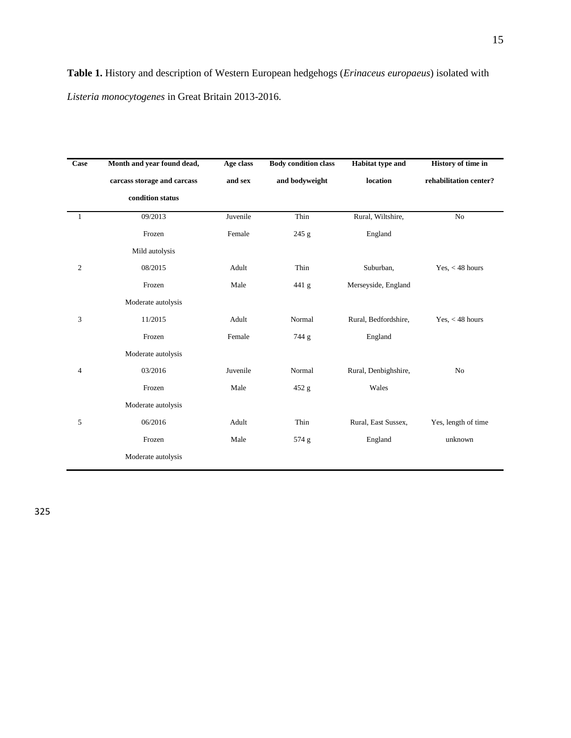**Table 1.** History and description of Western European hedgehogs (*Erinaceus europaeus*) isolated with *Listeria monocytogenes* in Great Britain 2013-2016.

| Case | Month and year found dead, carcass storage and carcass condition status | Age class and sex | Body condition class and bodyweight | Habitat type and location | History of time in rehabilitation center? |
|---|---|---|---|---|---|
| 1 | 09/2013 Frozen Mild autolysis | Juvenile Female | Thin 245 g | Rural, Wiltshire, England | No |
| 2 | 08/2015 Frozen Moderate autolysis | Adult Male | Thin 441 g | Suburban, Merseyside, England | Yes, < 48 hours |
| 3 | 11/2015 Frozen Moderate autolysis | Adult Female | Normal 744 g | Rural, Bedfordshire, England | Yes, < 48 hours |
| 4 | 03/2016 Frozen Moderate autolysis | Juvenile Male | Normal 452 g | Rural, Denbighshire, Wales | No |
| 5 | 06/2016 Frozen Moderate autolysis | Adult Male | Thin 574 g | Rural, East Sussex, England | Yes, length of time unknown |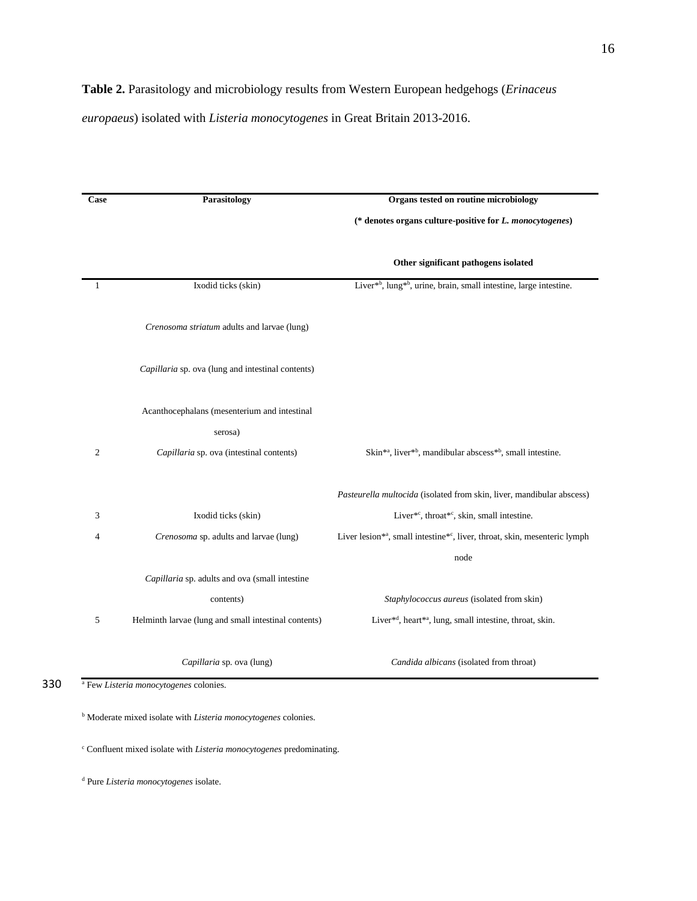**Table 2.** Parasitology and microbiology results from Western European hedgehogs (*Erinaceus europaeus*) isolated with *Listeria monocytogenes* in Great Britain 2013-2016.

| Case | Parasitology | Organs tested on routine microbiology (* denotes organs culture-positive for *L. monocytogenes*) / Other significant pathogens isolated |
|---|---|---|
| 1 | Ixodid ticks (skin) | Liver*[b], lung*[b], urine, brain, small intestine, large intestine. |
| | *Crenosoma striatum* adults and larvae (lung) | |
| | *Capillaria* sp. ova (lung and intestinal contents) | |
| | Acanthocephalans (mesenterium and intestinal serosa) | |
| 2 | *Capillaria* sp. ova (intestinal contents) | Skin*[a], liver*[b], mandibular abscess*[b], small intestine. |
| | | *Pasteurella multocida* (isolated from skin, liver, mandibular abscess) |
| 3 | Ixodid ticks (skin) | Liver*[c], throat*[c], skin, small intestine. |
| 4 | *Crenosoma* sp. adults and larvae (lung) | Liver lesion*[a], small intestine*[c], liver, throat, skin, mesenteric lymph node |
| | *Capillaria* sp. adults and ova (small intestine contents) | *Staphylococcus aureus* (isolated from skin) |
| 5 | Helminth larvae (lung and small intestinal contents) | Liver*[d], heart*[a], lung, small intestine, throat, skin. |
| | *Capillaria* sp. ova (lung) | *Candida albicans* (isolated from throat) |

[a] Few *Listeria monocytogenes* colonies.

[b] Moderate mixed isolate with *Listeria monocytogenes* colonies.

[c] Confluent mixed isolate with *Listeria monocytogenes* predominating.

[d] Pure *Listeria monocytogenes* isolate.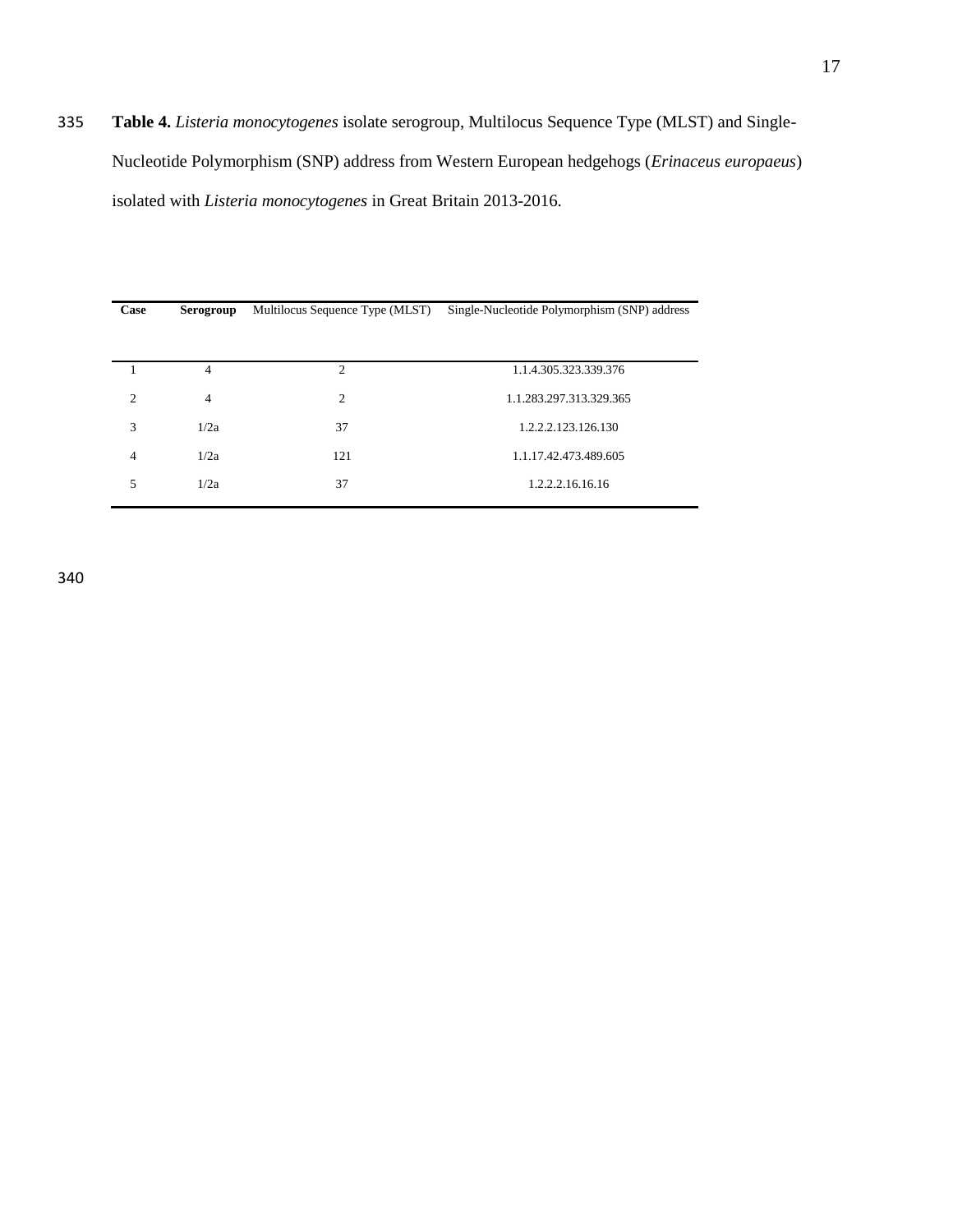**Table 4.** *Listeria monocytogenes* isolate serogroup, Multilocus Sequence Type (MLST) and Single-Nucleotide Polymorphism (SNP) address from Western European hedgehogs (*Erinaceus europaeus*) isolated with *Listeria monocytogenes* in Great Britain 2013-2016.

| **Case** | **Serogroup** | Multilocus Sequence Type (MLST) | Single-Nucleotide Polymorphism (SNP) address |
|---|---|---|---|
| 1 | 4 | 2 | 1.1.4.305.323.339.376 |
| 2 | 4 | 2 | 1.1.283.297.313.329.365 |
| 3 | 1/2a | 37 | 1.2.2.2.123.126.130 |
| 4 | 1/2a | 121 | 1.1.17.42.473.489.605 |
| 5 | 1/2a | 37 | 1.2.2.2.16.16.16 |